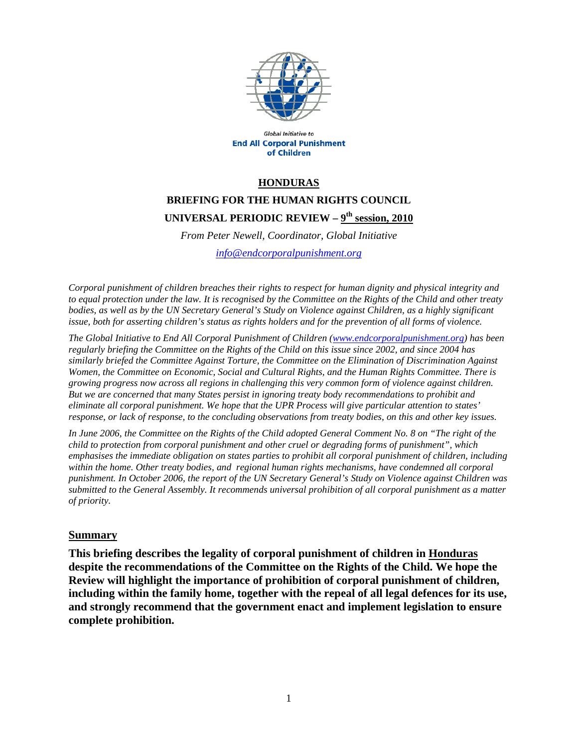Global Initiative to
**End All Corporal Punishment of Children**

# HONDURAS

## BRIEFING FOR THE HUMAN RIGHTS COUNCIL

## UNIVERSAL PERIODIC REVIEW – 9th session, 2010

*From Peter Newell, Coordinator, Global Initiative*

*info@endcorporalpunishment.org*

*Corporal punishment of children breaches their rights to respect for human dignity and physical integrity and to equal protection under the law. It is recognised by the Committee on the Rights of the Child and other treaty bodies, as well as by the UN Secretary General's Study on Violence against Children, as a highly significant issue, both for asserting children's status as rights holders and for the prevention of all forms of violence.*

*The Global Initiative to End All Corporal Punishment of Children (www.endcorporalpunishment.org) has been regularly briefing the Committee on the Rights of the Child on this issue since 2002, and since 2004 has similarly briefed the Committee Against Torture, the Committee on the Elimination of Discrimination Against Women, the Committee on Economic, Social and Cultural Rights, and the Human Rights Committee. There is growing progress now across all regions in challenging this very common form of violence against children. But we are concerned that many States persist in ignoring treaty body recommendations to prohibit and eliminate all corporal punishment. We hope that the UPR Process will give particular attention to states' response, or lack of response, to the concluding observations from treaty bodies, on this and other key issues.*

*In June 2006, the Committee on the Rights of the Child adopted General Comment No. 8 on "The right of the child to protection from corporal punishment and other cruel or degrading forms of punishment", which emphasises the immediate obligation on states parties to prohibit all corporal punishment of children, including within the home. Other treaty bodies, and regional human rights mechanisms, have condemned all corporal punishment. In October 2006, the report of the UN Secretary General's Study on Violence against Children was submitted to the General Assembly. It recommends universal prohibition of all corporal punishment as a matter of priority.*

### Summary

**This briefing describes the legality of corporal punishment of children in Honduras despite the recommendations of the Committee on the Rights of the Child. We hope the Review will highlight the importance of prohibition of corporal punishment of children, including within the family home, together with the repeal of all legal defences for its use, and strongly recommend that the government enact and implement legislation to ensure complete prohibition.**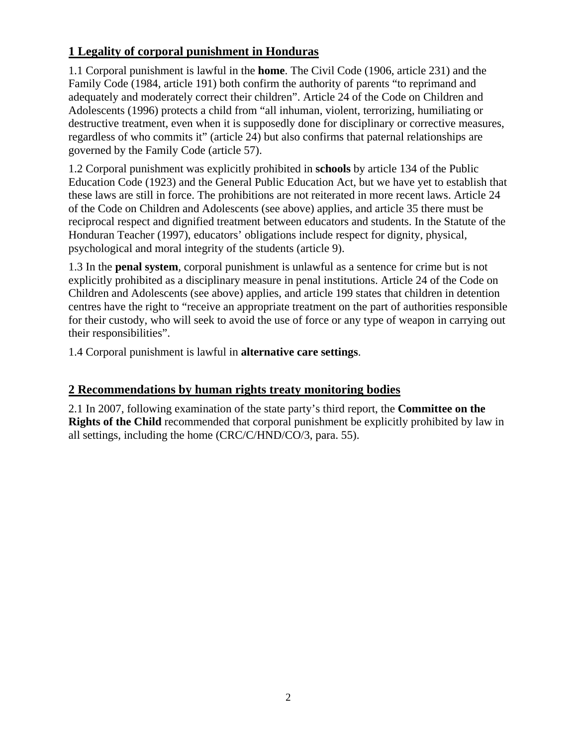## 1 Legality of corporal punishment in Honduras

1.1 Corporal punishment is lawful in the **home**. The Civil Code (1906, article 231) and the Family Code (1984, article 191) both confirm the authority of parents "to reprimand and adequately and moderately correct their children". Article 24 of the Code on Children and Adolescents (1996) protects a child from "all inhuman, violent, terrorizing, humiliating or destructive treatment, even when it is supposedly done for disciplinary or corrective measures, regardless of who commits it" (article 24) but also confirms that paternal relationships are governed by the Family Code (article 57).

1.2 Corporal punishment was explicitly prohibited in **schools** by article 134 of the Public Education Code (1923) and the General Public Education Act, but we have yet to establish that these laws are still in force. The prohibitions are not reiterated in more recent laws. Article 24 of the Code on Children and Adolescents (see above) applies, and article 35 there must be reciprocal respect and dignified treatment between educators and students. In the Statute of the Honduran Teacher (1997), educators' obligations include respect for dignity, physical, psychological and moral integrity of the students (article 9).

1.3 In the **penal system**, corporal punishment is unlawful as a sentence for crime but is not explicitly prohibited as a disciplinary measure in penal institutions. Article 24 of the Code on Children and Adolescents (see above) applies, and article 199 states that children in detention centres have the right to "receive an appropriate treatment on the part of authorities responsible for their custody, who will seek to avoid the use of force or any type of weapon in carrying out their responsibilities".

1.4 Corporal punishment is lawful in **alternative care settings**.

## 2 Recommendations by human rights treaty monitoring bodies

2.1 In 2007, following examination of the state party's third report, the **Committee on the Rights of the Child** recommended that corporal punishment be explicitly prohibited by law in all settings, including the home (CRC/C/HND/CO/3, para. 55).